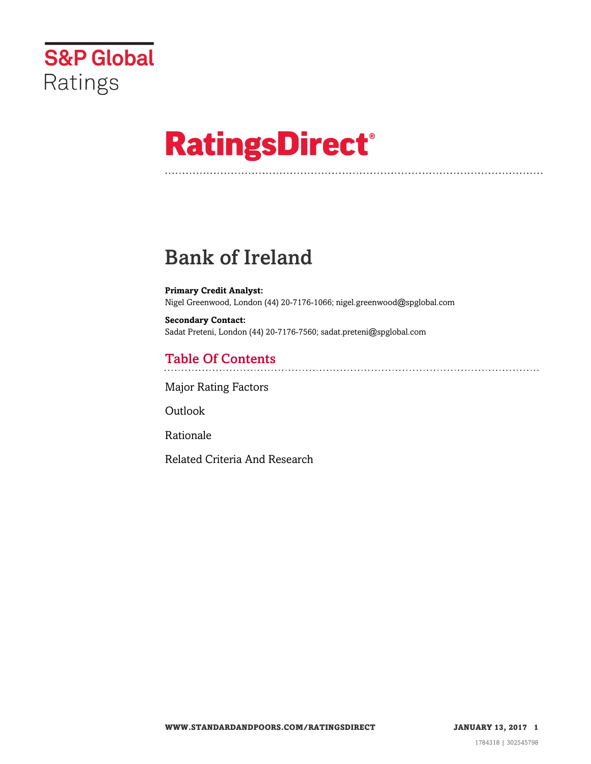S&P Global Ratings

# RatingsDirect®

## Bank of Ireland

**Primary Credit Analyst:**
Nigel Greenwood, London (44) 20-7176-1066; nigel.greenwood@spglobal.com

**Secondary Contact:**
Sadat Preteni, London (44) 20-7176-7560; sadat.preteni@spglobal.com

## Table Of Contents

Major Rating Factors

Outlook

Rationale

Related Criteria And Research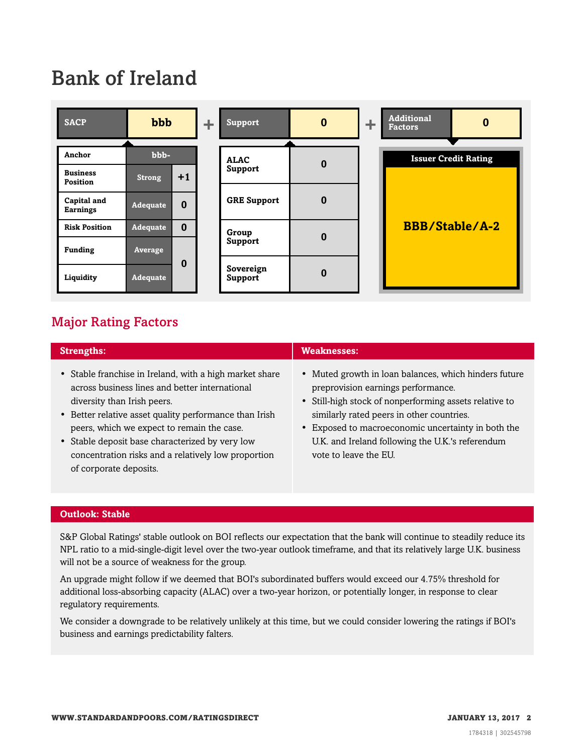# Bank of Ireland

| SACP | bbb | | + | Support | 0 | + | Additional Factors | 0 |
|---|---|---|---|---|---|---|---|---|
| Anchor | bbb- | | | ALAC Support | 0 | | Issuer Credit Rating | |
| Business Position | Strong | +1 | | GRE Support | 0 | | BBB/Stable/A-2 | |
| Capital and Earnings | Adequate | 0 | | Group Support | 0 | | | |
| Risk Position | Adequate | 0 | | Sovereign Support | 0 | | | |
| Funding | Average | 0 | | | | | | |
| Liquidity | Adequate | | | | | | | |

## Major Rating Factors

| Strengths: | Weaknesses: |
|---|---|
| • Stable franchise in Ireland, with a high market share across business lines and better international diversity than Irish peers.<br>• Better relative asset quality performance than Irish peers, which we expect to remain the case.<br>• Stable deposit base characterized by very low concentration risks and a relatively low proportion of corporate deposits. | • Muted growth in loan balances, which hinders future preprovision earnings performance.<br>• Still-high stock of nonperforming assets relative to similarly rated peers in other countries.<br>• Exposed to macroeconomic uncertainty in both the U.K. and Ireland following the U.K.'s referendum vote to leave the EU. |

## Outlook: Stable

S&P Global Ratings' stable outlook on BOI reflects our expectation that the bank will continue to steadily reduce its NPL ratio to a mid-single-digit level over the two-year outlook timeframe, and that its relatively large U.K. business will not be a source of weakness for the group.

An upgrade might follow if we deemed that BOI's subordinated buffers would exceed our 4.75% threshold for additional loss-absorbing capacity (ALAC) over a two-year horizon, or potentially longer, in response to clear regulatory requirements.

We consider a downgrade to be relatively unlikely at this time, but we could consider lowering the ratings if BOI's business and earnings predictability falters.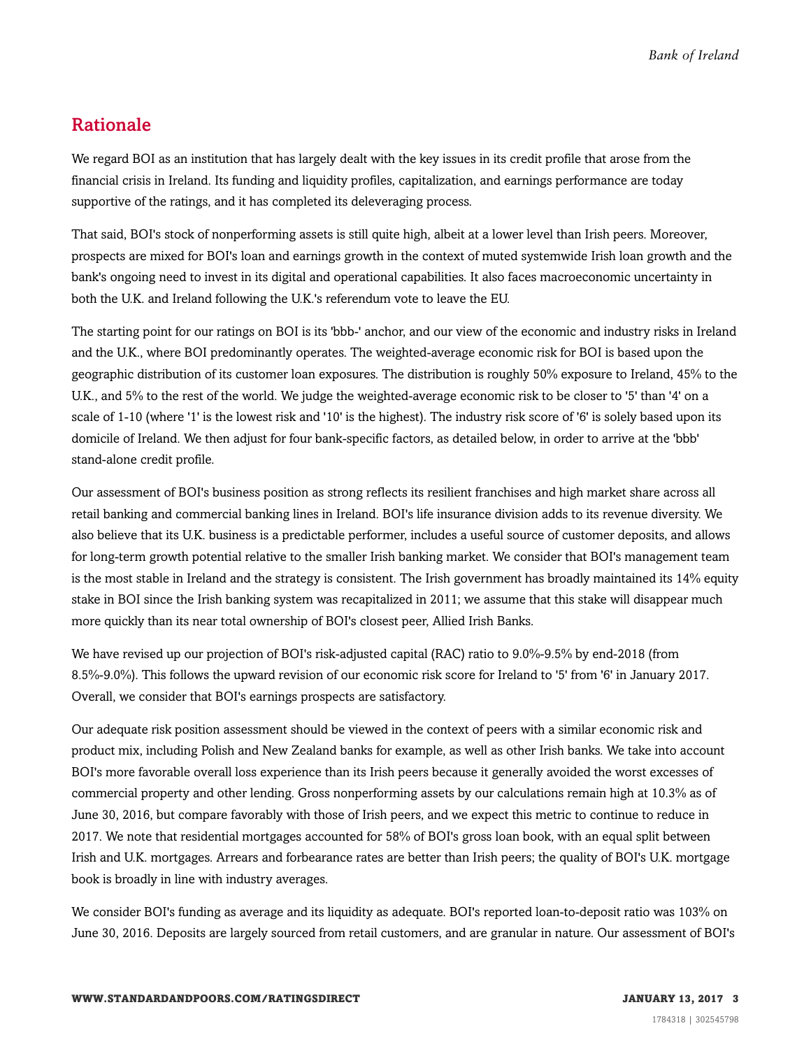## Rationale

We regard BOI as an institution that has largely dealt with the key issues in its credit profile that arose from the financial crisis in Ireland. Its funding and liquidity profiles, capitalization, and earnings performance are today supportive of the ratings, and it has completed its deleveraging process.

That said, BOI's stock of nonperforming assets is still quite high, albeit at a lower level than Irish peers. Moreover, prospects are mixed for BOI's loan and earnings growth in the context of muted systemwide Irish loan growth and the bank's ongoing need to invest in its digital and operational capabilities. It also faces macroeconomic uncertainty in both the U.K. and Ireland following the U.K.'s referendum vote to leave the EU.

The starting point for our ratings on BOI is its 'bbb-' anchor, and our view of the economic and industry risks in Ireland and the U.K., where BOI predominantly operates. The weighted-average economic risk for BOI is based upon the geographic distribution of its customer loan exposures. The distribution is roughly 50% exposure to Ireland, 45% to the U.K., and 5% to the rest of the world. We judge the weighted-average economic risk to be closer to '5' than '4' on a scale of 1-10 (where '1' is the lowest risk and '10' is the highest). The industry risk score of '6' is solely based upon its domicile of Ireland. We then adjust for four bank-specific factors, as detailed below, in order to arrive at the 'bbb' stand-alone credit profile.

Our assessment of BOI's business position as strong reflects its resilient franchises and high market share across all retail banking and commercial banking lines in Ireland. BOI's life insurance division adds to its revenue diversity. We also believe that its U.K. business is a predictable performer, includes a useful source of customer deposits, and allows for long-term growth potential relative to the smaller Irish banking market. We consider that BOI's management team is the most stable in Ireland and the strategy is consistent. The Irish government has broadly maintained its 14% equity stake in BOI since the Irish banking system was recapitalized in 2011; we assume that this stake will disappear much more quickly than its near total ownership of BOI's closest peer, Allied Irish Banks.

We have revised up our projection of BOI's risk-adjusted capital (RAC) ratio to 9.0%-9.5% by end-2018 (from 8.5%-9.0%). This follows the upward revision of our economic risk score for Ireland to '5' from '6' in January 2017. Overall, we consider that BOI's earnings prospects are satisfactory.

Our adequate risk position assessment should be viewed in the context of peers with a similar economic risk and product mix, including Polish and New Zealand banks for example, as well as other Irish banks. We take into account BOI's more favorable overall loss experience than its Irish peers because it generally avoided the worst excesses of commercial property and other lending. Gross nonperforming assets by our calculations remain high at 10.3% as of June 30, 2016, but compare favorably with those of Irish peers, and we expect this metric to continue to reduce in 2017. We note that residential mortgages accounted for 58% of BOI's gross loan book, with an equal split between Irish and U.K. mortgages. Arrears and forbearance rates are better than Irish peers; the quality of BOI's U.K. mortgage book is broadly in line with industry averages.

We consider BOI's funding as average and its liquidity as adequate. BOI's reported loan-to-deposit ratio was 103% on June 30, 2016. Deposits are largely sourced from retail customers, and are granular in nature. Our assessment of BOI's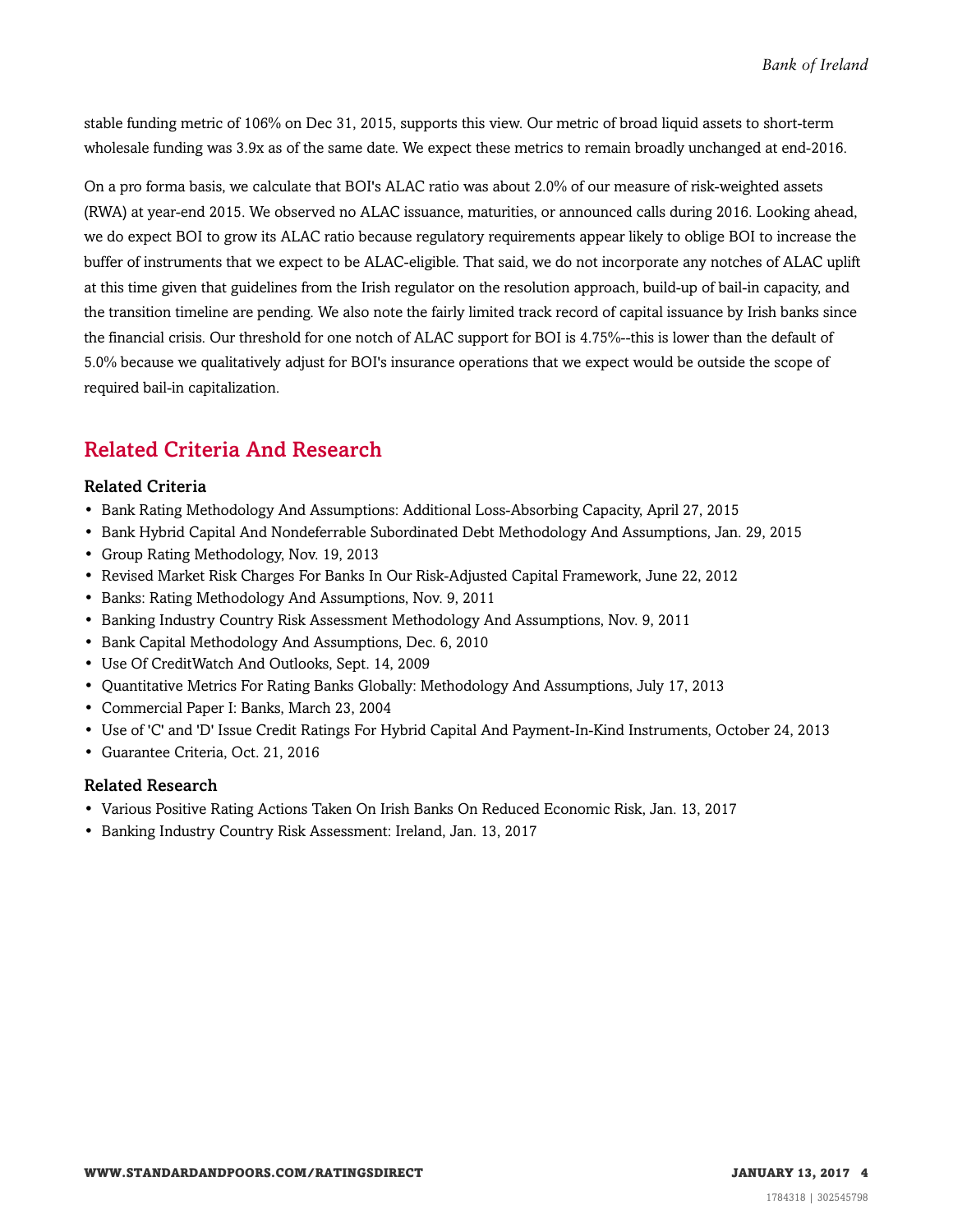stable funding metric of 106% on Dec 31, 2015, supports this view. Our metric of broad liquid assets to short-term wholesale funding was 3.9x as of the same date. We expect these metrics to remain broadly unchanged at end-2016.

On a pro forma basis, we calculate that BOI's ALAC ratio was about 2.0% of our measure of risk-weighted assets (RWA) at year-end 2015. We observed no ALAC issuance, maturities, or announced calls during 2016. Looking ahead, we do expect BOI to grow its ALAC ratio because regulatory requirements appear likely to oblige BOI to increase the buffer of instruments that we expect to be ALAC-eligible. That said, we do not incorporate any notches of ALAC uplift at this time given that guidelines from the Irish regulator on the resolution approach, build-up of bail-in capacity, and the transition timeline are pending. We also note the fairly limited track record of capital issuance by Irish banks since the financial crisis. Our threshold for one notch of ALAC support for BOI is 4.75%--this is lower than the default of 5.0% because we qualitatively adjust for BOI's insurance operations that we expect would be outside the scope of required bail-in capitalization.

## Related Criteria And Research

### Related Criteria

- Bank Rating Methodology And Assumptions: Additional Loss-Absorbing Capacity, April 27, 2015
- Bank Hybrid Capital And Nondeferrable Subordinated Debt Methodology And Assumptions, Jan. 29, 2015
- Group Rating Methodology, Nov. 19, 2013
- Revised Market Risk Charges For Banks In Our Risk-Adjusted Capital Framework, June 22, 2012
- Banks: Rating Methodology And Assumptions, Nov. 9, 2011
- Banking Industry Country Risk Assessment Methodology And Assumptions, Nov. 9, 2011
- Bank Capital Methodology And Assumptions, Dec. 6, 2010
- Use Of CreditWatch And Outlooks, Sept. 14, 2009
- Quantitative Metrics For Rating Banks Globally: Methodology And Assumptions, July 17, 2013
- Commercial Paper I: Banks, March 23, 2004
- Use of 'C' and 'D' Issue Credit Ratings For Hybrid Capital And Payment-In-Kind Instruments, October 24, 2013
- Guarantee Criteria, Oct. 21, 2016

### Related Research

- Various Positive Rating Actions Taken On Irish Banks On Reduced Economic Risk, Jan. 13, 2017
- Banking Industry Country Risk Assessment: Ireland, Jan. 13, 2017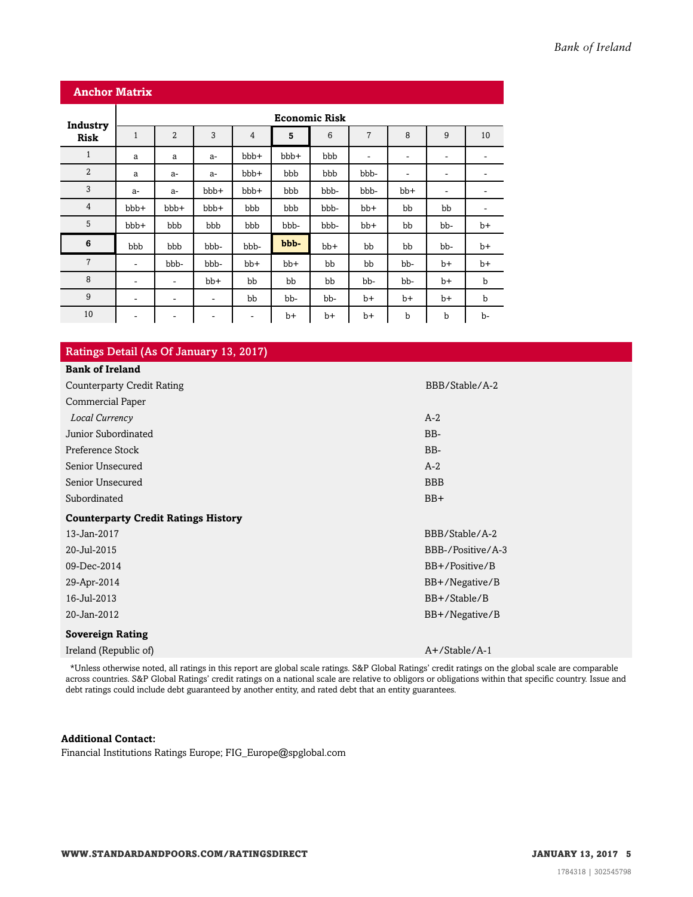## Anchor Matrix

| Industry Risk | Economic Risk | | | | | | | | | |
|---|---|---|---|---|---|---|---|---|---|---|
| | 1 | 2 | 3 | 4 | **5** | 6 | 7 | 8 | 9 | 10 |
| 1 | a | a | a- | bbb+ | bbb+ | bbb | - | - | - | - |
| 2 | a | a- | a- | bbb+ | bbb | bbb | bbb- | - | - | - |
| 3 | a- | a- | bbb+ | bbb+ | bbb | bbb- | bbb- | bb+ | - | - |
| 4 | bbb+ | bbb+ | bbb+ | bbb | bbb | bbb- | bb+ | bb | bb | - |
| 5 | bbb+ | bbb | bbb | bbb | bbb- | bbb- | bb+ | bb | bb- | b+ |
| **6** | bbb | bbb | bbb- | bbb- | **bbb-** | bb+ | bb | bb | bb- | b+ |
| 7 | - | bbb- | bbb- | bb+ | bb+ | bb | bb | bb- | b+ | b+ |
| 8 | - | - | bb+ | bb | bb | bb | bb- | bb- | b+ | b |
| 9 | - | - | - | bb | bb- | bb- | b+ | b+ | b+ | b |
| 10 | - | - | - | - | b+ | b+ | b+ | b | b | b- |

## Ratings Detail (As Of January 13, 2017)

| | |
|---|---|
| **Bank of Ireland** | |
| Counterparty Credit Rating | BBB/Stable/A-2 |
| Commercial Paper | |
| *Local Currency* | A-2 |
| Junior Subordinated | BB- |
| Preference Stock | BB- |
| Senior Unsecured | A-2 |
| Senior Unsecured | BBB |
| Subordinated | BB+ |
| **Counterparty Credit Ratings History** | |
| 13-Jan-2017 | BBB/Stable/A-2 |
| 20-Jul-2015 | BBB-/Positive/A-3 |
| 09-Dec-2014 | BB+/Positive/B |
| 29-Apr-2014 | BB+/Negative/B |
| 16-Jul-2013 | BB+/Stable/B |
| 20-Jan-2012 | BB+/Negative/B |
| **Sovereign Rating** | |
| Ireland (Republic of) | A+/Stable/A-1 |

*Unless otherwise noted, all ratings in this report are global scale ratings. S&P Global Ratings' credit ratings on the global scale are comparable across countries. S&P Global Ratings' credit ratings on a national scale are relative to obligors or obligations within that specific country. Issue and debt ratings could include debt guaranteed by another entity, and rated debt that an entity guarantees.

**Additional Contact:**
Financial Institutions Ratings Europe; FIG_Europe@spglobal.com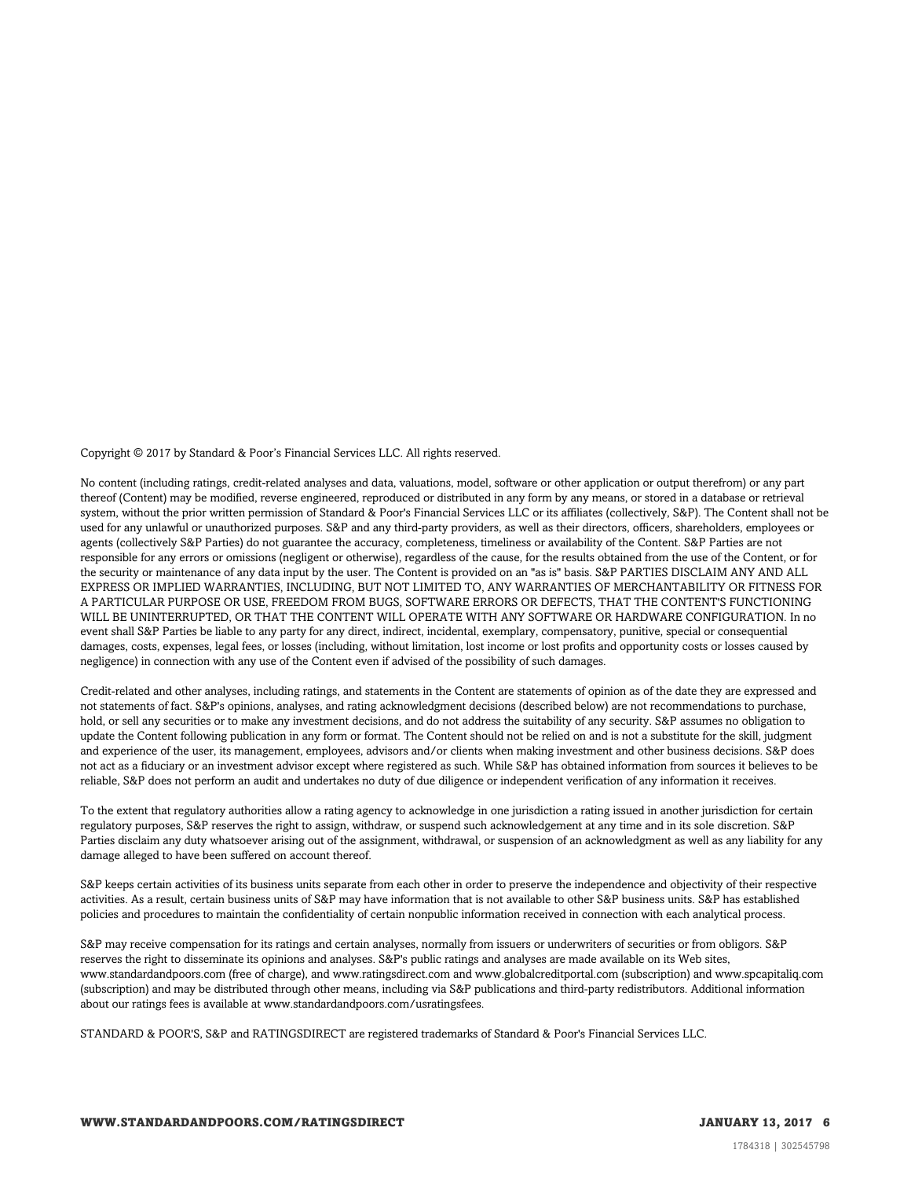Copyright © 2017 by Standard & Poor's Financial Services LLC. All rights reserved.

No content (including ratings, credit-related analyses and data, valuations, model, software or other application or output therefrom) or any part thereof (Content) may be modified, reverse engineered, reproduced or distributed in any form by any means, or stored in a database or retrieval system, without the prior written permission of Standard & Poor's Financial Services LLC or its affiliates (collectively, S&P). The Content shall not be used for any unlawful or unauthorized purposes. S&P and any third-party providers, as well as their directors, officers, shareholders, employees or agents (collectively S&P Parties) do not guarantee the accuracy, completeness, timeliness or availability of the Content. S&P Parties are not responsible for any errors or omissions (negligent or otherwise), regardless of the cause, for the results obtained from the use of the Content, or for the security or maintenance of any data input by the user. The Content is provided on an "as is" basis. S&P PARTIES DISCLAIM ANY AND ALL EXPRESS OR IMPLIED WARRANTIES, INCLUDING, BUT NOT LIMITED TO, ANY WARRANTIES OF MERCHANTABILITY OR FITNESS FOR A PARTICULAR PURPOSE OR USE, FREEDOM FROM BUGS, SOFTWARE ERRORS OR DEFECTS, THAT THE CONTENT'S FUNCTIONING WILL BE UNINTERRUPTED, OR THAT THE CONTENT WILL OPERATE WITH ANY SOFTWARE OR HARDWARE CONFIGURATION. In no event shall S&P Parties be liable to any party for any direct, indirect, incidental, exemplary, compensatory, punitive, special or consequential damages, costs, expenses, legal fees, or losses (including, without limitation, lost income or lost profits and opportunity costs or losses caused by negligence) in connection with any use of the Content even if advised of the possibility of such damages.

Credit-related and other analyses, including ratings, and statements in the Content are statements of opinion as of the date they are expressed and not statements of fact. S&P's opinions, analyses, and rating acknowledgment decisions (described below) are not recommendations to purchase, hold, or sell any securities or to make any investment decisions, and do not address the suitability of any security. S&P assumes no obligation to update the Content following publication in any form or format. The Content should not be relied on and is not a substitute for the skill, judgment and experience of the user, its management, employees, advisors and/or clients when making investment and other business decisions. S&P does not act as a fiduciary or an investment advisor except where registered as such. While S&P has obtained information from sources it believes to be reliable, S&P does not perform an audit and undertakes no duty of due diligence or independent verification of any information it receives.

To the extent that regulatory authorities allow a rating agency to acknowledge in one jurisdiction a rating issued in another jurisdiction for certain regulatory purposes, S&P reserves the right to assign, withdraw, or suspend such acknowledgement at any time and in its sole discretion. S&P Parties disclaim any duty whatsoever arising out of the assignment, withdrawal, or suspension of an acknowledgment as well as any liability for any damage alleged to have been suffered on account thereof.

S&P keeps certain activities of its business units separate from each other in order to preserve the independence and objectivity of their respective activities. As a result, certain business units of S&P may have information that is not available to other S&P business units. S&P has established policies and procedures to maintain the confidentiality of certain nonpublic information received in connection with each analytical process.

S&P may receive compensation for its ratings and certain analyses, normally from issuers or underwriters of securities or from obligors. S&P reserves the right to disseminate its opinions and analyses. S&P's public ratings and analyses are made available on its Web sites, www.standardandpoors.com (free of charge), and www.ratingsdirect.com and www.globalcreditportal.com (subscription) and www.spcapitaliq.com (subscription) and may be distributed through other means, including via S&P publications and third-party redistributors. Additional information about our ratings fees is available at www.standardandpoors.com/usratingsfees.

STANDARD & POOR'S, S&P and RATINGSDIRECT are registered trademarks of Standard & Poor's Financial Services LLC.